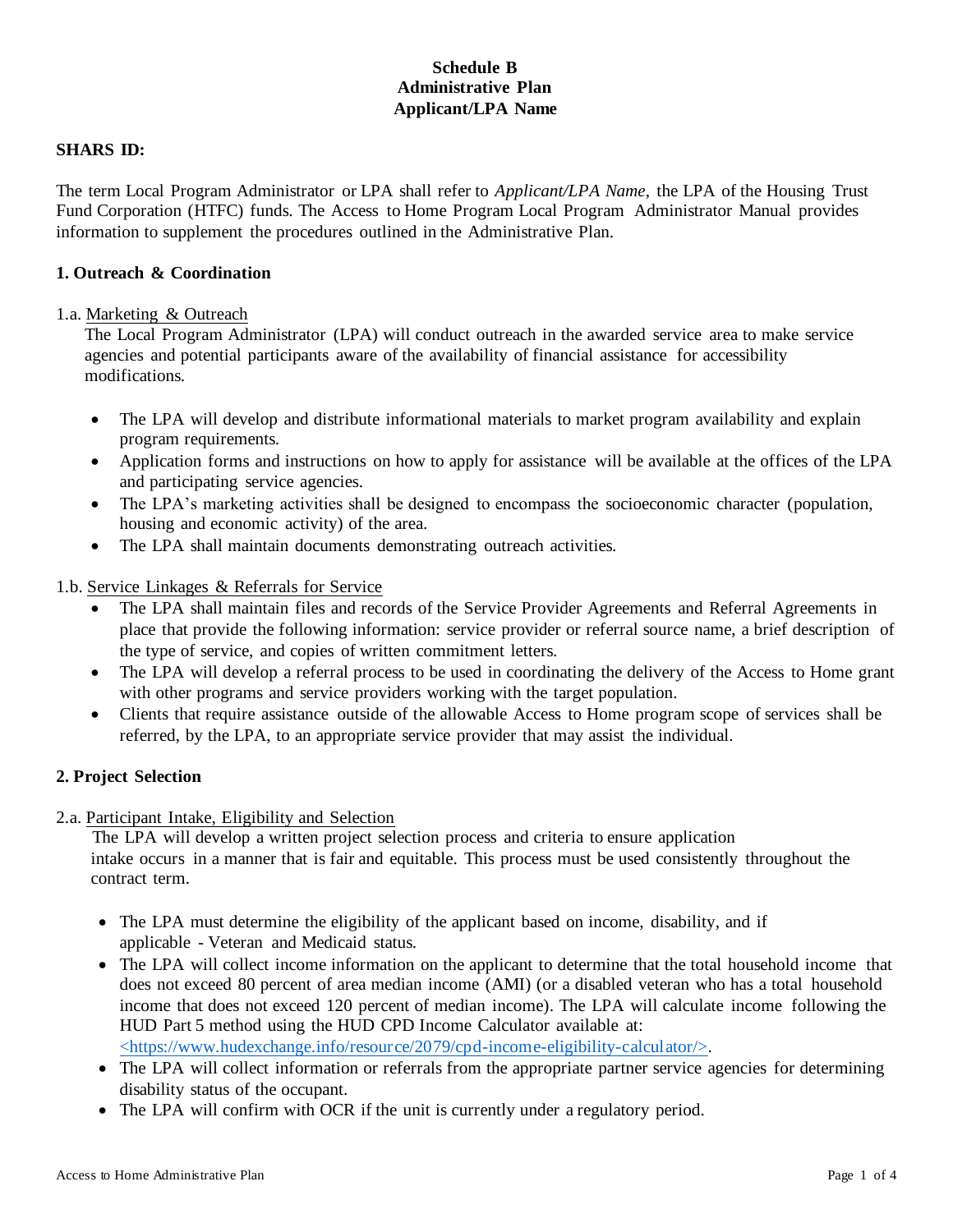**Schedule B**
**Administrative Plan**
**Applicant/LPA Name**

**SHARS ID:**

The term Local Program Administrator or LPA shall refer to *Applicant/LPA Name*, the LPA of the Housing Trust Fund Corporation (HTFC) funds. The Access to Home Program Local Program Administrator Manual provides information to supplement the procedures outlined in the Administrative Plan.

## 1. Outreach & Coordination

1.a. Marketing & Outreach

The Local Program Administrator (LPA) will conduct outreach in the awarded service area to make service agencies and potential participants aware of the availability of financial assistance for accessibility modifications.

- The LPA will develop and distribute informational materials to market program availability and explain program requirements.
- Application forms and instructions on how to apply for assistance will be available at the offices of the LPA and participating service agencies.
- The LPA's marketing activities shall be designed to encompass the socioeconomic character (population, housing and economic activity) of the area.
- The LPA shall maintain documents demonstrating outreach activities.

1.b. Service Linkages & Referrals for Service

- The LPA shall maintain files and records of the Service Provider Agreements and Referral Agreements in place that provide the following information: service provider or referral source name, a brief description of the type of service, and copies of written commitment letters.
- The LPA will develop a referral process to be used in coordinating the delivery of the Access to Home grant with other programs and service providers working with the target population.
- Clients that require assistance outside of the allowable Access to Home program scope of services shall be referred, by the LPA, to an appropriate service provider that may assist the individual.

## 2. Project Selection

2.a. Participant Intake, Eligibility and Selection

The LPA will develop a written project selection process and criteria to ensure application intake occurs in a manner that is fair and equitable. This process must be used consistently throughout the contract term.

- The LPA must determine the eligibility of the applicant based on income, disability, and if applicable - Veteran and Medicaid status.
- The LPA will collect income information on the applicant to determine that the total household income that does not exceed 80 percent of area median income (AMI) (or a disabled veteran who has a total household income that does not exceed 120 percent of median income). The LPA will calculate income following the HUD Part 5 method using the HUD CPD Income Calculator available at: <https://www.hudexchange.info/resource/2079/cpd-income-eligibility-calculator/>.
- The LPA will collect information or referrals from the appropriate partner service agencies for determining disability status of the occupant.
- The LPA will confirm with OCR if the unit is currently under a regulatory period.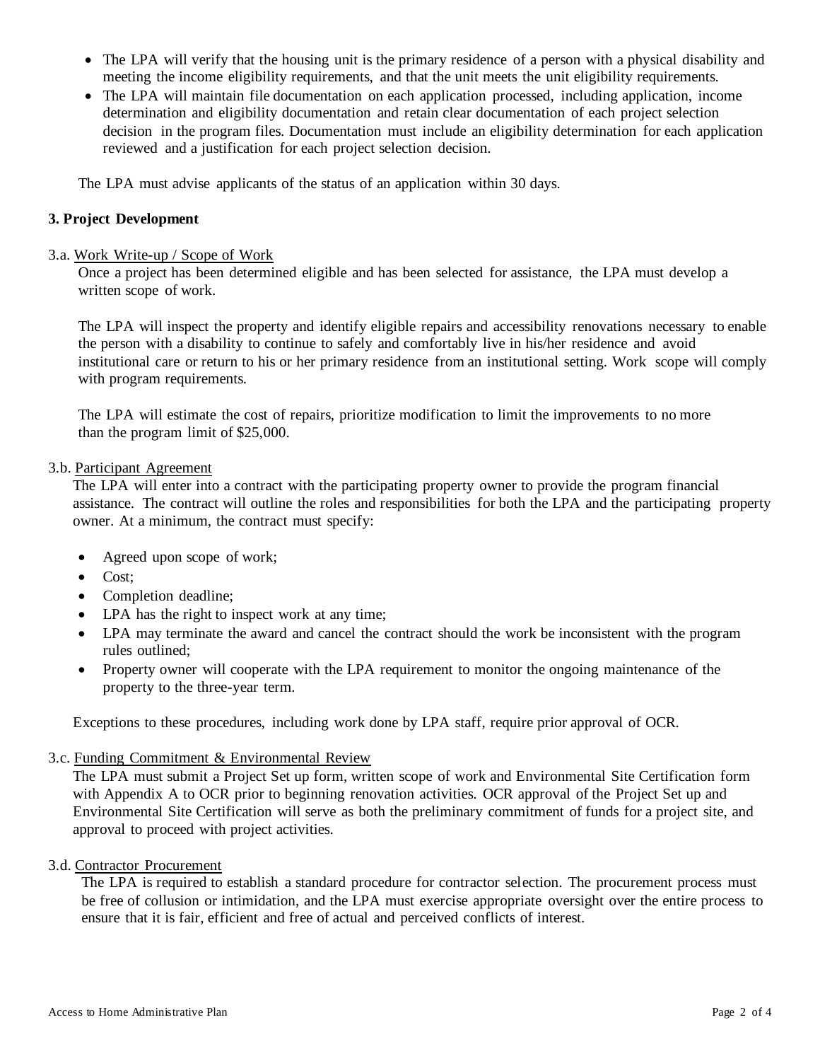- The LPA will verify that the housing unit is the primary residence of a person with a physical disability and meeting the income eligibility requirements, and that the unit meets the unit eligibility requirements.
- The LPA will maintain file documentation on each application processed, including application, income determination and eligibility documentation and retain clear documentation of each project selection decision in the program files. Documentation must include an eligibility determination for each application reviewed and a justification for each project selection decision.

The LPA must advise applicants of the status of an application within 30 days.

**3. Project Development**

3.a. Work Write-up / Scope of Work

Once a project has been determined eligible and has been selected for assistance, the LPA must develop a written scope of work.

The LPA will inspect the property and identify eligible repairs and accessibility renovations necessary to enable the person with a disability to continue to safely and comfortably live in his/her residence and avoid institutional care or return to his or her primary residence from an institutional setting. Work scope will comply with program requirements.

The LPA will estimate the cost of repairs, prioritize modification to limit the improvements to no more than the program limit of $25,000.

3.b. Participant Agreement

The LPA will enter into a contract with the participating property owner to provide the program financial assistance. The contract will outline the roles and responsibilities for both the LPA and the participating property owner. At a minimum, the contract must specify:

- Agreed upon scope of work;
- Cost;
- Completion deadline;
- LPA has the right to inspect work at any time;
- LPA may terminate the award and cancel the contract should the work be inconsistent with the program rules outlined;
- Property owner will cooperate with the LPA requirement to monitor the ongoing maintenance of the property to the three-year term.

Exceptions to these procedures, including work done by LPA staff, require prior approval of OCR.

3.c. Funding Commitment & Environmental Review

The LPA must submit a Project Set up form, written scope of work and Environmental Site Certification form with Appendix A to OCR prior to beginning renovation activities. OCR approval of the Project Set up and Environmental Site Certification will serve as both the preliminary commitment of funds for a project site, and approval to proceed with project activities.

3.d. Contractor Procurement

The LPA is required to establish a standard procedure for contractor selection. The procurement process must be free of collusion or intimidation, and the LPA must exercise appropriate oversight over the entire process to ensure that it is fair, efficient and free of actual and perceived conflicts of interest.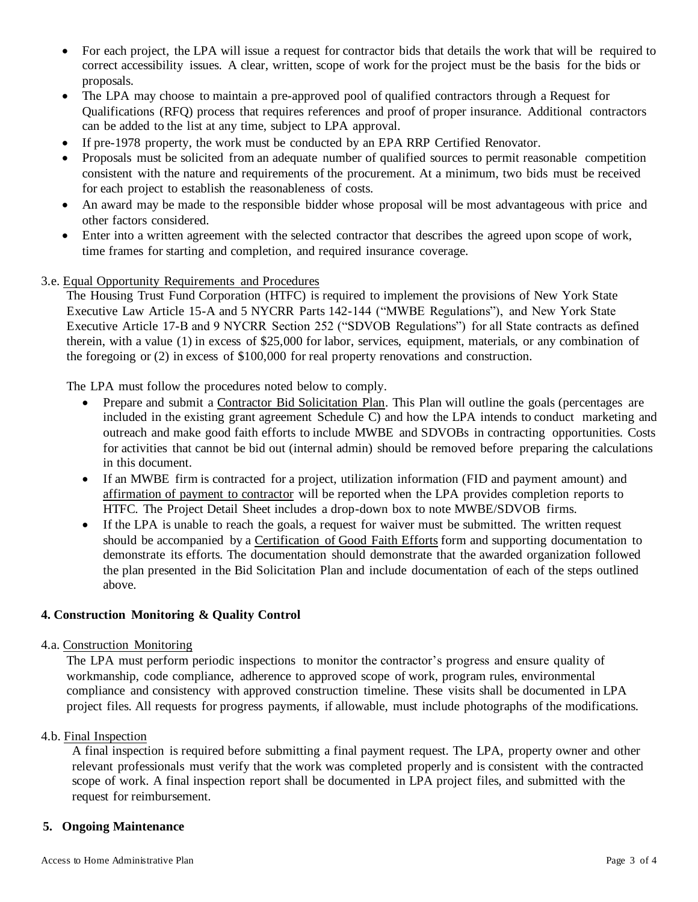- For each project, the LPA will issue a request for contractor bids that details the work that will be required to correct accessibility issues. A clear, written, scope of work for the project must be the basis for the bids or proposals.
- The LPA may choose to maintain a pre-approved pool of qualified contractors through a Request for Qualifications (RFQ) process that requires references and proof of proper insurance. Additional contractors can be added to the list at any time, subject to LPA approval.
- If pre-1978 property, the work must be conducted by an EPA RRP Certified Renovator.
- Proposals must be solicited from an adequate number of qualified sources to permit reasonable competition consistent with the nature and requirements of the procurement. At a minimum, two bids must be received for each project to establish the reasonableness of costs.
- An award may be made to the responsible bidder whose proposal will be most advantageous with price and other factors considered.
- Enter into a written agreement with the selected contractor that describes the agreed upon scope of work, time frames for starting and completion, and required insurance coverage.

3.e. Equal Opportunity Requirements and Procedures

The Housing Trust Fund Corporation (HTFC) is required to implement the provisions of New York State Executive Law Article 15-A and 5 NYCRR Parts 142-144 ("MWBE Regulations"), and New York State Executive Article 17-B and 9 NYCRR Section 252 ("SDVOB Regulations") for all State contracts as defined therein, with a value (1) in excess of $25,000 for labor, services, equipment, materials, or any combination of the foregoing or (2) in excess of $100,000 for real property renovations and construction.

The LPA must follow the procedures noted below to comply.

- Prepare and submit a Contractor Bid Solicitation Plan. This Plan will outline the goals (percentages are included in the existing grant agreement Schedule C) and how the LPA intends to conduct marketing and outreach and make good faith efforts to include MWBE and SDVOBs in contracting opportunities. Costs for activities that cannot be bid out (internal admin) should be removed before preparing the calculations in this document.
- If an MWBE firm is contracted for a project, utilization information (FID and payment amount) and affirmation of payment to contractor will be reported when the LPA provides completion reports to HTFC. The Project Detail Sheet includes a drop-down box to note MWBE/SDVOB firms.
- If the LPA is unable to reach the goals, a request for waiver must be submitted. The written request should be accompanied by a Certification of Good Faith Efforts form and supporting documentation to demonstrate its efforts. The documentation should demonstrate that the awarded organization followed the plan presented in the Bid Solicitation Plan and include documentation of each of the steps outlined above.

## 4. Construction Monitoring & Quality Control

4.a. Construction Monitoring

The LPA must perform periodic inspections to monitor the contractor's progress and ensure quality of workmanship, code compliance, adherence to approved scope of work, program rules, environmental compliance and consistency with approved construction timeline. These visits shall be documented in LPA project files. All requests for progress payments, if allowable, must include photographs of the modifications.

4.b. Final Inspection

A final inspection is required before submitting a final payment request. The LPA, property owner and other relevant professionals must verify that the work was completed properly and is consistent with the contracted scope of work. A final inspection report shall be documented in LPA project files, and submitted with the request for reimbursement.

## 5. Ongoing Maintenance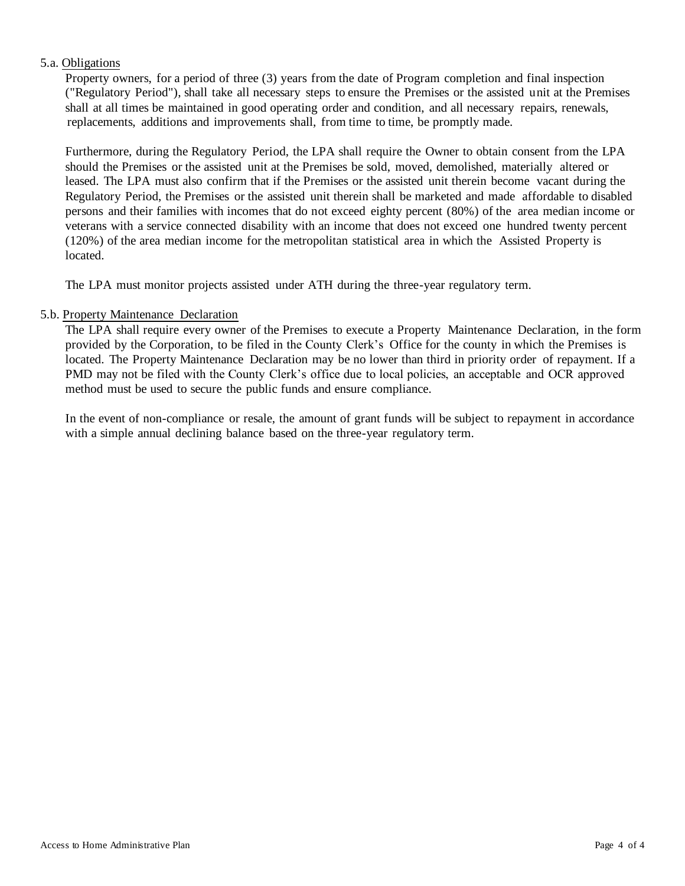5.a. Obligations

Property owners, for a period of three (3) years from the date of Program completion and final inspection ("Regulatory Period"), shall take all necessary steps to ensure the Premises or the assisted unit at the Premises shall at all times be maintained in good operating order and condition, and all necessary repairs, renewals, replacements, additions and improvements shall, from time to time, be promptly made.

Furthermore, during the Regulatory Period, the LPA shall require the Owner to obtain consent from the LPA should the Premises or the assisted unit at the Premises be sold, moved, demolished, materially altered or leased. The LPA must also confirm that if the Premises or the assisted unit therein become vacant during the Regulatory Period, the Premises or the assisted unit therein shall be marketed and made affordable to disabled persons and their families with incomes that do not exceed eighty percent (80%) of the area median income or veterans with a service connected disability with an income that does not exceed one hundred twenty percent (120%) of the area median income for the metropolitan statistical area in which the Assisted Property is located.

The LPA must monitor projects assisted under ATH during the three-year regulatory term.

5.b. Property Maintenance Declaration

The LPA shall require every owner of the Premises to execute a Property Maintenance Declaration, in the form provided by the Corporation, to be filed in the County Clerk's Office for the county in which the Premises is located. The Property Maintenance Declaration may be no lower than third in priority order of repayment. If a PMD may not be filed with the County Clerk's office due to local policies, an acceptable and OCR approved method must be used to secure the public funds and ensure compliance.

In the event of non-compliance or resale, the amount of grant funds will be subject to repayment in accordance with a simple annual declining balance based on the three-year regulatory term.